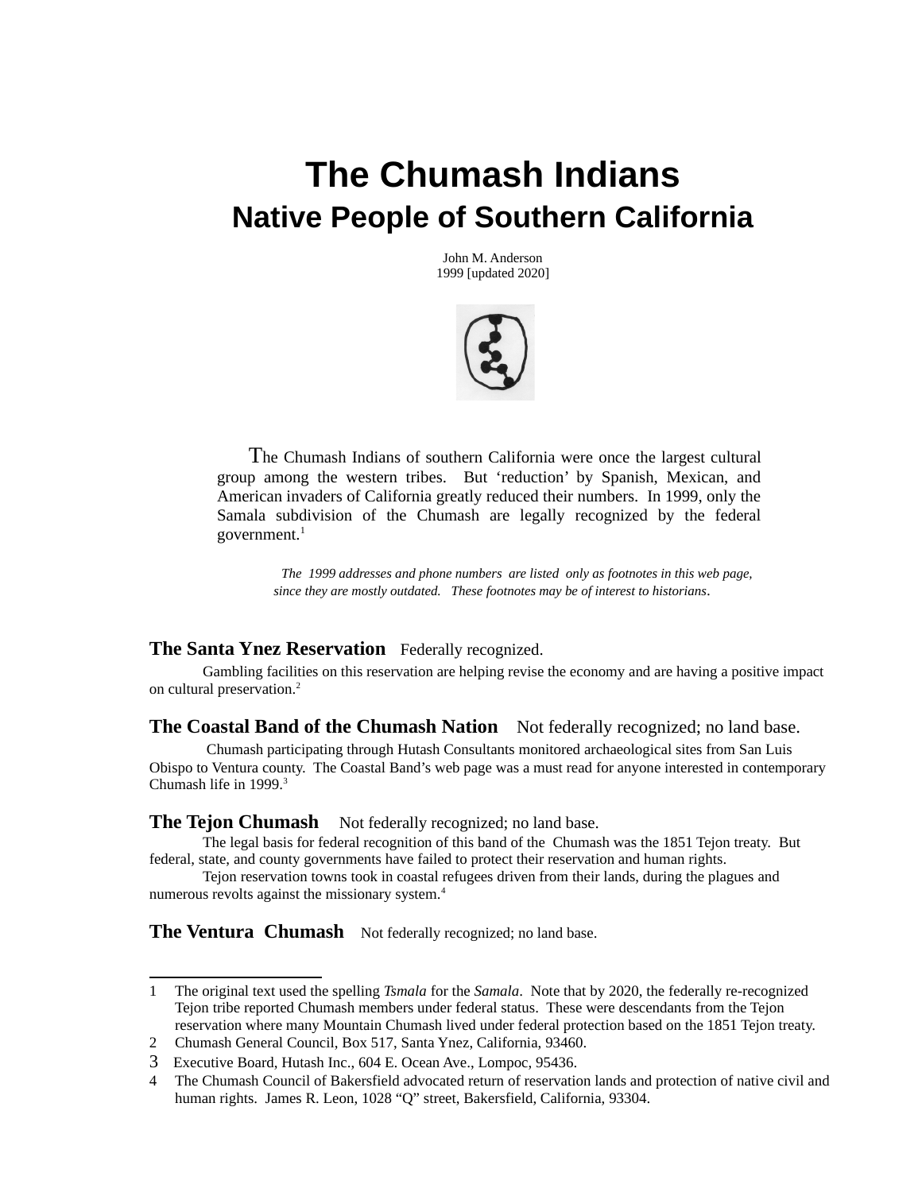# The Chumash Indians

## Native People of Southern California

John M. Anderson
1999 [updated 2020]

The Chumash Indians of southern California were once the largest cultural group among the western tribes. But 'reduction' by Spanish, Mexican, and American invaders of California greatly reduced their numbers. In 1999, only the Samala subdivision of the Chumash are legally recognized by the federal government.[1]

*The 1999 addresses and phone numbers are listed only as footnotes in this web page, since they are mostly outdated. These footnotes may be of interest to historians.*

### The Santa Ynez Reservation   Federally recognized.

Gambling facilities on this reservation are helping revise the economy and are having a positive impact on cultural preservation.[2]

### The Coastal Band of the Chumash Nation   Not federally recognized; no land base.

Chumash participating through Hutash Consultants monitored archaeological sites from San Luis Obispo to Ventura county. The Coastal Band's web page was a must read for anyone interested in contemporary Chumash life in 1999.[3]

### The Tejon Chumash   Not federally recognized; no land base.

The legal basis for federal recognition of this band of the Chumash was the 1851 Tejon treaty. But federal, state, and county governments have failed to protect their reservation and human rights.

Tejon reservation towns took in coastal refugees driven from their lands, during the plagues and numerous revolts against the missionary system.[4]

### The Ventura Chumash   Not federally recognized; no land base.

---

1 The original text used the spelling *Tsmala* for the *Samala*. Note that by 2020, the federally re-recognized Tejon tribe reported Chumash members under federal status. These were descendants from the Tejon reservation where many Mountain Chumash lived under federal protection based on the 1851 Tejon treaty.

2 Chumash General Council, Box 517, Santa Ynez, California, 93460.

3 Executive Board, Hutash Inc., 604 E. Ocean Ave., Lompoc, 95436.

4 The Chumash Council of Bakersfield advocated return of reservation lands and protection of native civil and human rights. James R. Leon, 1028 "Q" street, Bakersfield, California, 93304.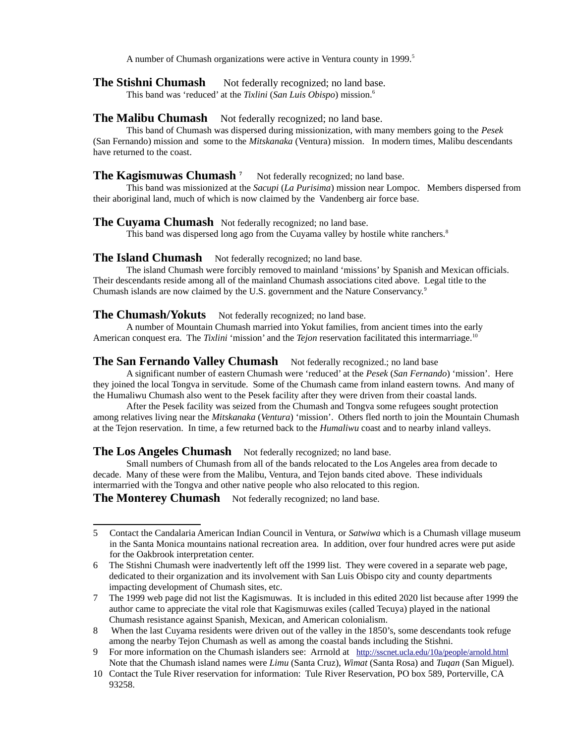A number of Chumash organizations were active in Ventura county in 1999.[5]

**The Stishni Chumash** Not federally recognized; no land base.

This band was 'reduced' at the *Tixlini* (*San Luis Obispo*) mission.[6]

**The Malibu Chumash** Not federally recognized; no land base.

This band of Chumash was dispersed during missionization, with many members going to the *Pesek* (San Fernando) mission and some to the *Mitskanaka* (Ventura) mission. In modern times, Malibu descendants have returned to the coast.

**The Kagismuwas Chumash** [7] Not federally recognized; no land base.

This band was missionized at the *Sacupi* (*La Purisima*) mission near Lompoc. Members dispersed from their aboriginal land, much of which is now claimed by the Vandenberg air force base.

**The Cuyama Chumash** Not federally recognized; no land base.

This band was dispersed long ago from the Cuyama valley by hostile white ranchers.[8]

**The Island Chumash** Not federally recognized; no land base.

The island Chumash were forcibly removed to mainland 'missions' by Spanish and Mexican officials. Their descendants reside among all of the mainland Chumash associations cited above. Legal title to the Chumash islands are now claimed by the U.S. government and the Nature Conservancy.[9]

**The Chumash/Yokuts** Not federally recognized; no land base.

A number of Mountain Chumash married into Yokut families, from ancient times into the early American conquest era. The *Tixlini* 'mission' and the *Tejon* reservation facilitated this intermarriage.[10]

**The San Fernando Valley Chumash** Not federally recognized.; no land base

A significant number of eastern Chumash were 'reduced' at the *Pesek* (*San Fernando*) 'mission'. Here they joined the local Tongva in servitude. Some of the Chumash came from inland eastern towns. And many of the Humaliwu Chumash also went to the Pesek facility after they were driven from their coastal lands.

After the Pesek facility was seized from the Chumash and Tongva some refugees sought protection among relatives living near the *Mitskanaka* (*Ventura*) 'mission'. Others fled north to join the Mountain Chumash at the Tejon reservation. In time, a few returned back to the *Humaliwu* coast and to nearby inland valleys.

**The Los Angeles Chumash** Not federally recognized; no land base.

Small numbers of Chumash from all of the bands relocated to the Los Angeles area from decade to decade. Many of these were from the Malibu, Ventura, and Tejon bands cited above. These individuals intermarried with the Tongva and other native people who also relocated to this region.

**The Monterey Chumash** Not federally recognized; no land base.

---

5. Contact the Candalaria American Indian Council in Ventura, or *Satwiwa* which is a Chumash village museum in the Santa Monica mountains national recreation area. In addition, over four hundred acres were put aside for the Oakbrook interpretation center.
6. The Stishni Chumash were inadvertently left off the 1999 list. They were covered in a separate web page, dedicated to their organization and its involvement with San Luis Obispo city and county departments impacting development of Chumash sites, etc.
7. The 1999 web page did not list the Kagismuwas. It is included in this edited 2020 list because after 1999 the author came to appreciate the vital role that Kagismuwas exiles (called Tecuya) played in the national Chumash resistance against Spanish, Mexican, and American colonialism.
8. When the last Cuyama residents were driven out of the valley in the 1850's, some descendants took refuge among the nearby Tejon Chumash as well as among the coastal bands including the Stishni.
9. For more information on the Chumash islanders see: Arrnold at http://sscnet.ucla.edu/10a/people/arnold.html Note that the Chumash island names were *Limu* (Santa Cruz), *Wimat* (Santa Rosa) and *Tuqan* (San Miguel).
10. Contact the Tule River reservation for information: Tule River Reservation, PO box 589, Porterville, CA 93258.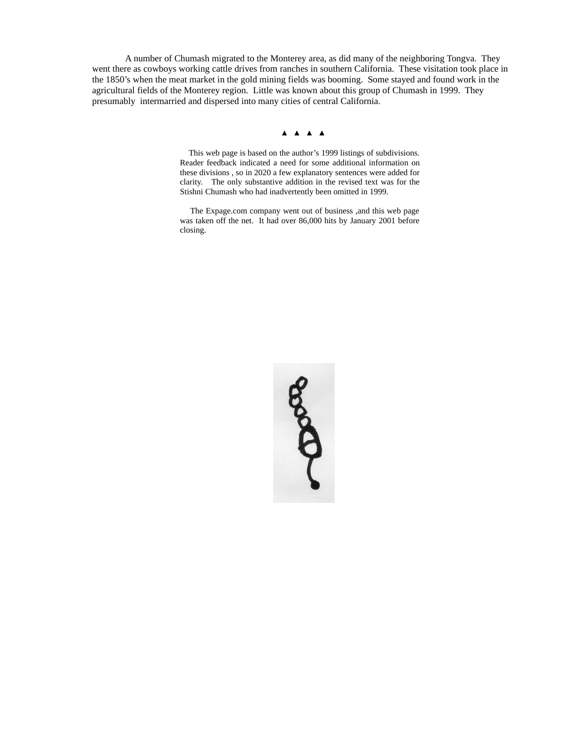A number of Chumash migrated to the Monterey area, as did many of the neighboring Tongva. They went there as cowboys working cattle drives from ranches in southern California. These visitation took place in the 1850's when the meat market in the gold mining fields was booming. Some stayed and found work in the agricultural fields of the Monterey region. Little was known about this group of Chumash in 1999. They presumably intermarried and dispersed into many cities of central California.

▲ ▲ ▲ ▲

This web page is based on the author's 1999 listings of subdivisions. Reader feedback indicated a need for some additional information on these divisions , so in 2020 a few explanatory sentences were added for clarity. The only substantive addition in the revised text was for the Stishni Chumash who had inadvertently been omitted in 1999.

The Expage.com company went out of business ,and this web page was taken off the net. It had over 86,000 hits by January 2001 before closing.